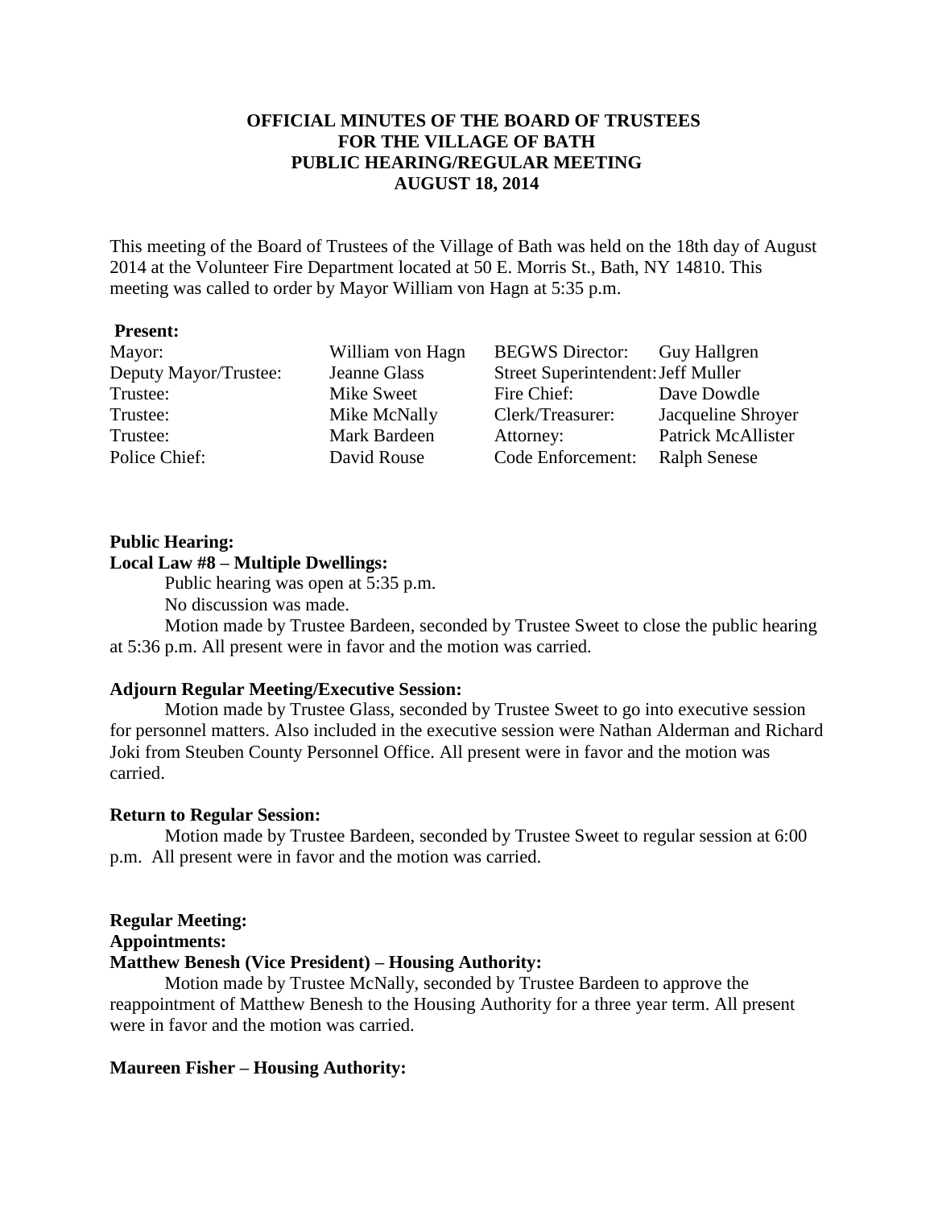# OFFICIAL MINUTES OF THE BOARD OF TRUSTEES FOR THE VILLAGE OF BATH PUBLIC HEARING/REGULAR MEETING AUGUST 18, 2014

This meeting of the Board of Trustees of the Village of Bath was held on the 18th day of August 2014 at the Volunteer Fire Department located at 50 E. Morris St., Bath, NY 14810. This meeting was called to order by Mayor William von Hagn at 5:35 p.m.

**Present:**

| | | | |
|---|---|---|---|
| Mayor: | William von Hagn | BEGWS Director: | Guy Hallgren |
| Deputy Mayor/Trustee: | Jeanne Glass | Street Superintendent: | Jeff Muller |
| Trustee: | Mike Sweet | Fire Chief: | Dave Dowdle |
| Trustee: | Mike McNally | Clerk/Treasurer: | Jacqueline Shroyer |
| Trustee: | Mark Bardeen | Attorney: | Patrick McAllister |
| Police Chief: | David Rouse | Code Enforcement: | Ralph Senese |

**Public Hearing:**

**Local Law #8 – Multiple Dwellings:**

Public hearing was open at 5:35 p.m.

No discussion was made.

Motion made by Trustee Bardeen, seconded by Trustee Sweet to close the public hearing at 5:36 p.m. All present were in favor and the motion was carried.

**Adjourn Regular Meeting/Executive Session:**

Motion made by Trustee Glass, seconded by Trustee Sweet to go into executive session for personnel matters. Also included in the executive session were Nathan Alderman and Richard Joki from Steuben County Personnel Office. All present were in favor and the motion was carried.

**Return to Regular Session:**

Motion made by Trustee Bardeen, seconded by Trustee Sweet to regular session at 6:00 p.m. All present were in favor and the motion was carried.

**Regular Meeting:**

**Appointments:**

**Matthew Benesh (Vice President) – Housing Authority:**

Motion made by Trustee McNally, seconded by Trustee Bardeen to approve the reappointment of Matthew Benesh to the Housing Authority for a three year term. All present were in favor and the motion was carried.

**Maureen Fisher – Housing Authority:**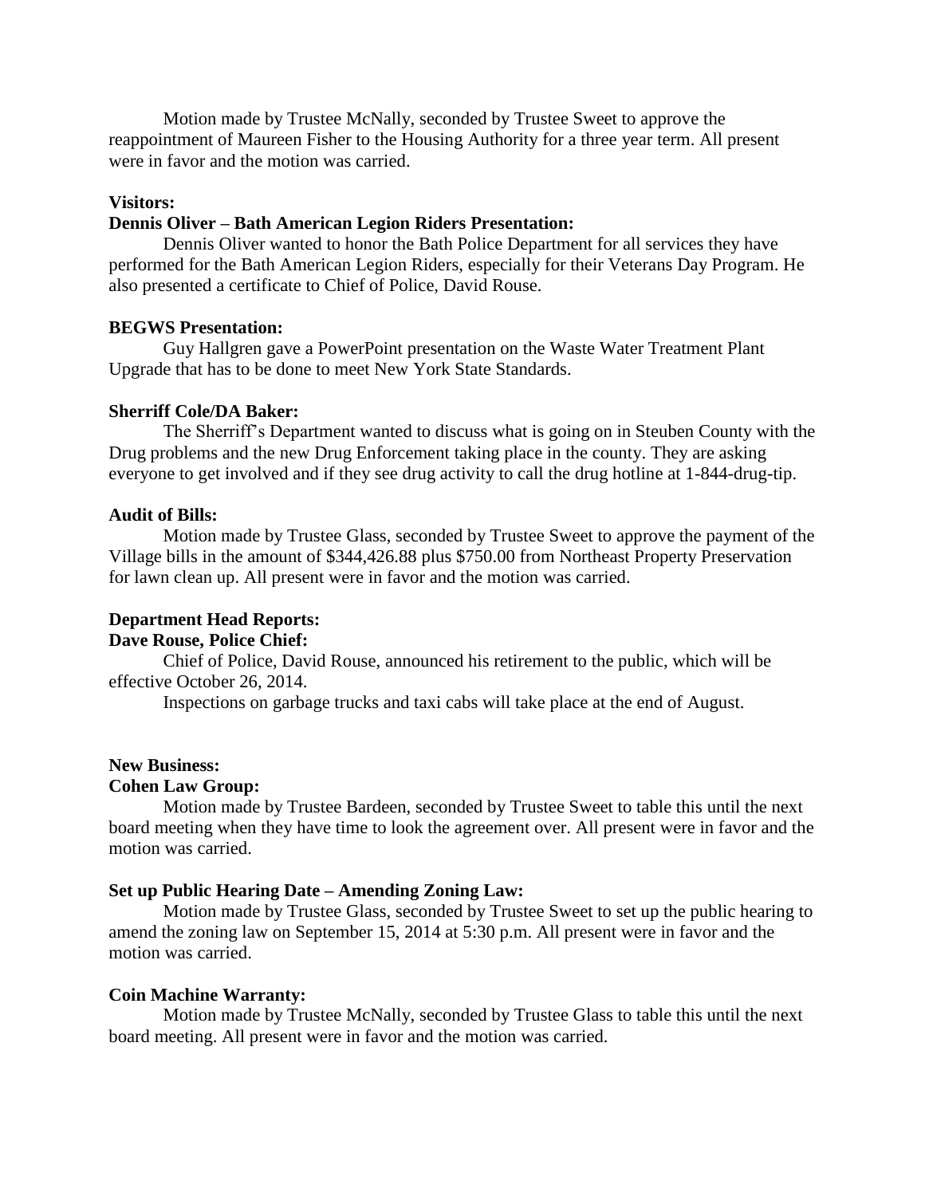Motion made by Trustee McNally, seconded by Trustee Sweet to approve the reappointment of Maureen Fisher to the Housing Authority for a three year term. All present were in favor and the motion was carried.

**Visitors:**

**Dennis Oliver – Bath American Legion Riders Presentation:**

Dennis Oliver wanted to honor the Bath Police Department for all services they have performed for the Bath American Legion Riders, especially for their Veterans Day Program. He also presented a certificate to Chief of Police, David Rouse.

**BEGWS Presentation:**

Guy Hallgren gave a PowerPoint presentation on the Waste Water Treatment Plant Upgrade that has to be done to meet New York State Standards.

**Sherriff Cole/DA Baker:**

The Sherriff's Department wanted to discuss what is going on in Steuben County with the Drug problems and the new Drug Enforcement taking place in the county. They are asking everyone to get involved and if they see drug activity to call the drug hotline at 1-844-drug-tip.

**Audit of Bills:**

Motion made by Trustee Glass, seconded by Trustee Sweet to approve the payment of the Village bills in the amount of $344,426.88 plus $750.00 from Northeast Property Preservation for lawn clean up. All present were in favor and the motion was carried.

**Department Head Reports:**

**Dave Rouse, Police Chief:**

Chief of Police, David Rouse, announced his retirement to the public, which will be effective October 26, 2014.

Inspections on garbage trucks and taxi cabs will take place at the end of August.

**New Business:**

**Cohen Law Group:**

Motion made by Trustee Bardeen, seconded by Trustee Sweet to table this until the next board meeting when they have time to look the agreement over. All present were in favor and the motion was carried.

**Set up Public Hearing Date – Amending Zoning Law:**

Motion made by Trustee Glass, seconded by Trustee Sweet to set up the public hearing to amend the zoning law on September 15, 2014 at 5:30 p.m. All present were in favor and the motion was carried.

**Coin Machine Warranty:**

Motion made by Trustee McNally, seconded by Trustee Glass to table this until the next board meeting. All present were in favor and the motion was carried.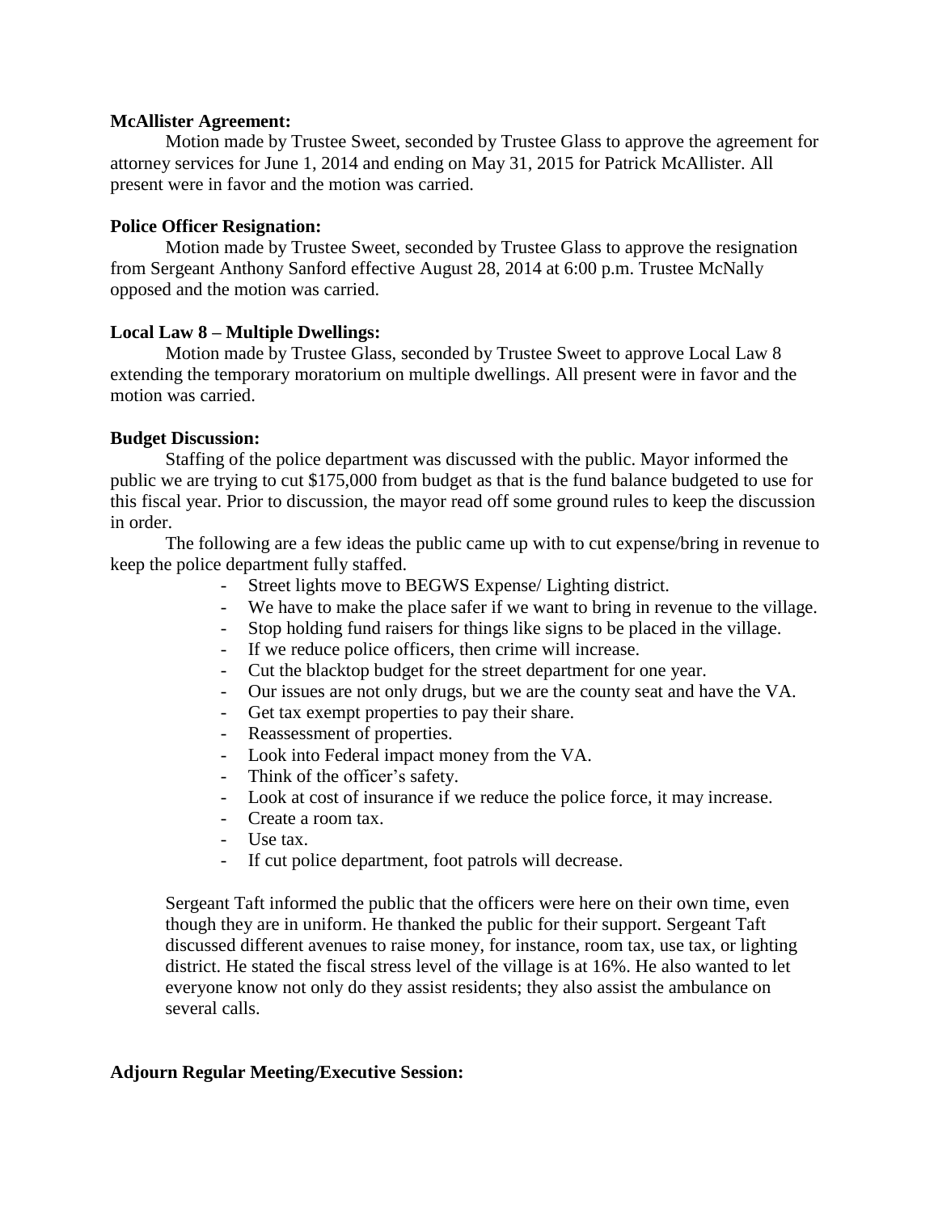**McAllister Agreement:**

Motion made by Trustee Sweet, seconded by Trustee Glass to approve the agreement for attorney services for June 1, 2014 and ending on May 31, 2015 for Patrick McAllister. All present were in favor and the motion was carried.

**Police Officer Resignation:**

Motion made by Trustee Sweet, seconded by Trustee Glass to approve the resignation from Sergeant Anthony Sanford effective August 28, 2014 at 6:00 p.m. Trustee McNally opposed and the motion was carried.

**Local Law 8 – Multiple Dwellings:**

Motion made by Trustee Glass, seconded by Trustee Sweet to approve Local Law 8 extending the temporary moratorium on multiple dwellings. All present were in favor and the motion was carried.

**Budget Discussion:**

Staffing of the police department was discussed with the public. Mayor informed the public we are trying to cut $175,000 from budget as that is the fund balance budgeted to use for this fiscal year. Prior to discussion, the mayor read off some ground rules to keep the discussion in order.

The following are a few ideas the public came up with to cut expense/bring in revenue to keep the police department fully staffed.

- Street lights move to BEGWS Expense/ Lighting district.
- We have to make the place safer if we want to bring in revenue to the village.
- Stop holding fund raisers for things like signs to be placed in the village.
- If we reduce police officers, then crime will increase.
- Cut the blacktop budget for the street department for one year.
- Our issues are not only drugs, but we are the county seat and have the VA.
- Get tax exempt properties to pay their share.
- Reassessment of properties.
- Look into Federal impact money from the VA.
- Think of the officer's safety.
- Look at cost of insurance if we reduce the police force, it may increase.
- Create a room tax.
- Use tax.
- If cut police department, foot patrols will decrease.

Sergeant Taft informed the public that the officers were here on their own time, even though they are in uniform. He thanked the public for their support. Sergeant Taft discussed different avenues to raise money, for instance, room tax, use tax, or lighting district. He stated the fiscal stress level of the village is at 16%. He also wanted to let everyone know not only do they assist residents; they also assist the ambulance on several calls.

**Adjourn Regular Meeting/Executive Session:**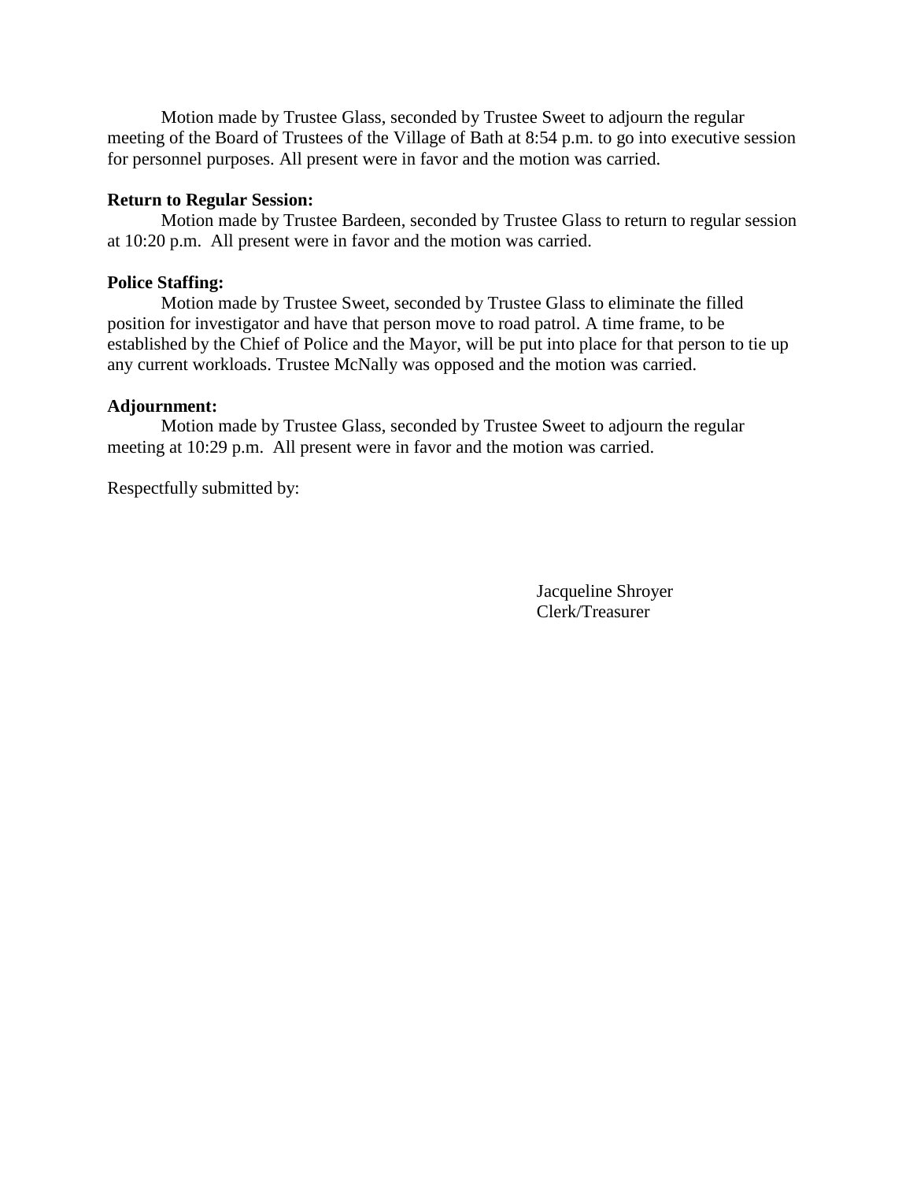Motion made by Trustee Glass, seconded by Trustee Sweet to adjourn the regular meeting of the Board of Trustees of the Village of Bath at 8:54 p.m. to go into executive session for personnel purposes. All present were in favor and the motion was carried.

**Return to Regular Session:**

Motion made by Trustee Bardeen, seconded by Trustee Glass to return to regular session at 10:20 p.m. All present were in favor and the motion was carried.

**Police Staffing:**

Motion made by Trustee Sweet, seconded by Trustee Glass to eliminate the filled position for investigator and have that person move to road patrol. A time frame, to be established by the Chief of Police and the Mayor, will be put into place for that person to tie up any current workloads. Trustee McNally was opposed and the motion was carried.

**Adjournment:**

Motion made by Trustee Glass, seconded by Trustee Sweet to adjourn the regular meeting at 10:29 p.m. All present were in favor and the motion was carried.

Respectfully submitted by:

Jacqueline Shroyer
Clerk/Treasurer